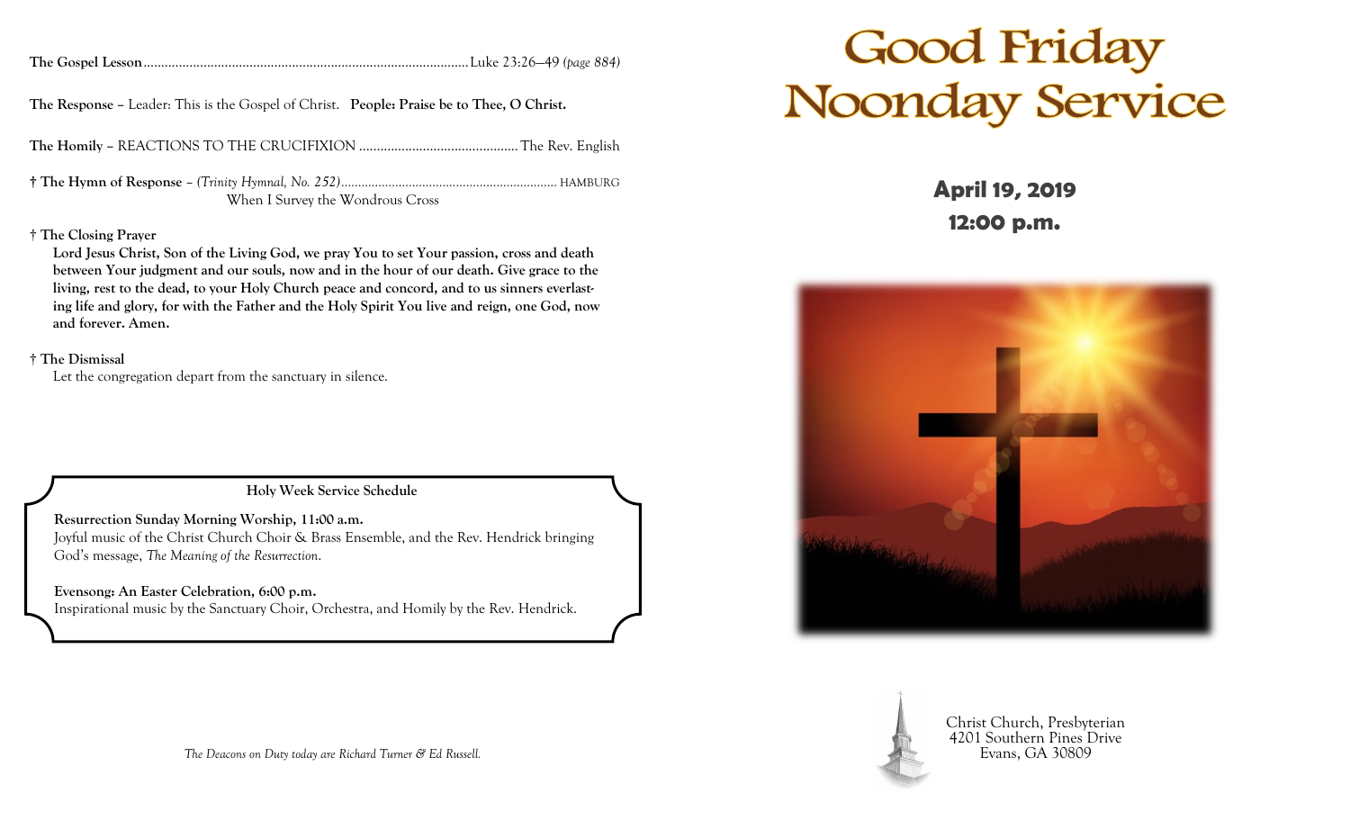**The Gospel Lesson**............................................................................................Luke 23:26–49 *(page 884)*

**The Response** – Leader: This is the Gospel of Christ. **People: Praise be to Thee, O Christ.**

**The Homily** – REACTIONS TO THE CRUCIFIXION .............................................The Rev. English

† **The Hymn of Response** – *(Trinity Hymnal, No. 252)*............................................................... HAMBURG
When I Survey the Wondrous Cross

† **The Closing Prayer**
**Lord Jesus Christ, Son of the Living God, we pray You to set Your passion, cross and death between Your judgment and our souls, now and in the hour of our death. Give grace to the living, rest to the dead, to your Holy Church peace and concord, and to us sinners everlasting life and glory, for with the Father and the Holy Spirit You live and reign, one God, now and forever. Amen.**

† **The Dismissal**
Let the congregation depart from the sanctuary in silence.

**Holy Week Service Schedule**

**Resurrection Sunday Morning Worship, 11:00 a.m.**
Joyful music of the Christ Church Choir & Brass Ensemble, and the Rev. Hendrick bringing God's message, *The Meaning of the Resurrection*.

**Evensong: An Easter Celebration, 6:00 p.m.**
Inspirational music by the Sanctuary Choir, Orchestra, and Homily by the Rev. Hendrick.

*The Deacons on Duty today are Richard Turner & Ed Russell.*

# Good Friday Noonday Service

**April 19, 2019**
**12:00 p.m.**

Christ Church, Presbyterian
4201 Southern Pines Drive
Evans, GA 30809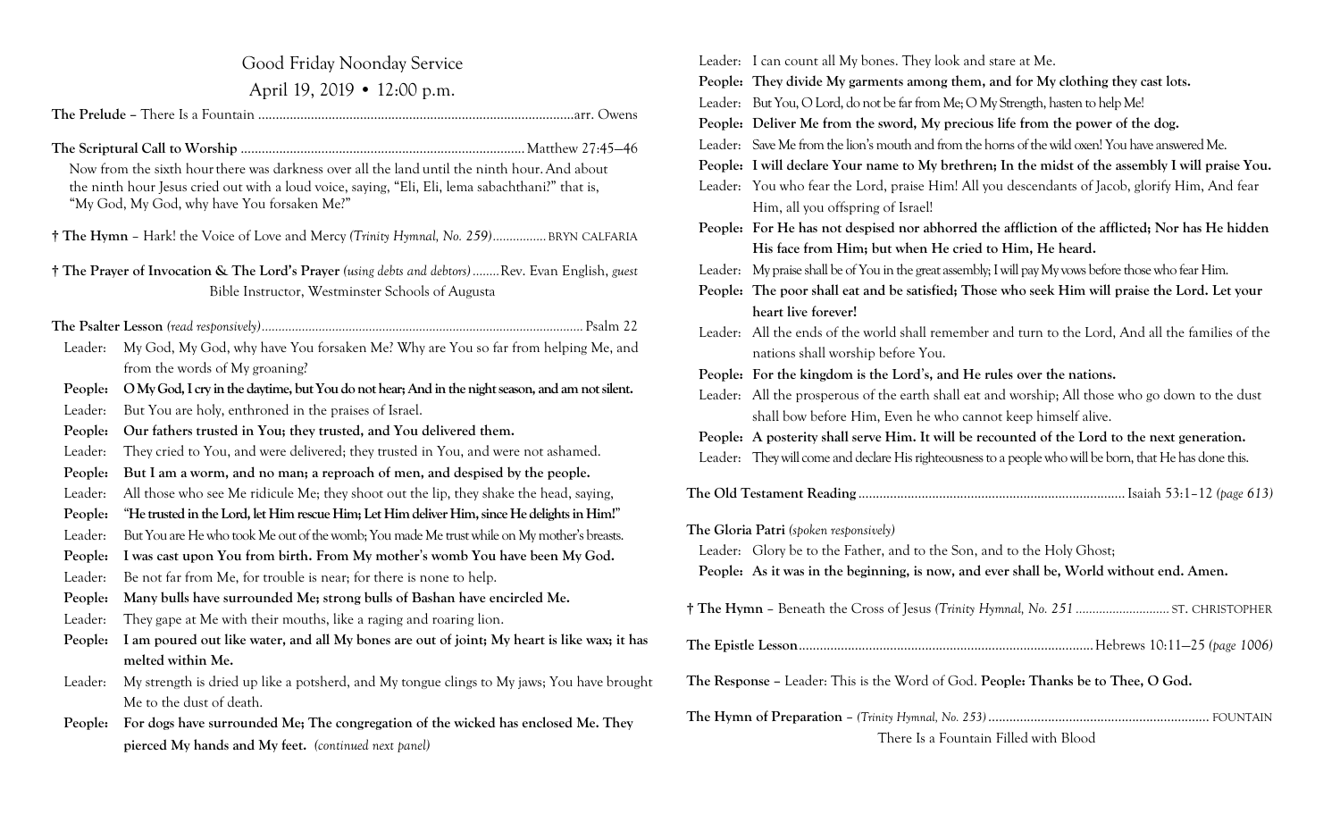# Good Friday Noonday Service

## April 19, 2019 • 12:00 p.m.

**The Prelude** – There Is a Fountain ............................................................................................arr. Owens

**The Scriptural Call to Worship** ................................................................................ Matthew 27:45—46

Now from the sixth hour there was darkness over all the land until the ninth hour. And about the ninth hour Jesus cried out with a loud voice, saying, "Eli, Eli, lema sabachthani?" that is, "My God, My God, why have You forsaken Me?"

**† The Hymn** – Hark! the Voice of Love and Mercy *(Trinity Hymnal, No. 259)*................ BRYN CALFARIA

**† The Prayer of Invocation & The Lord's Prayer** *(using debts and debtors)*........Rev. Evan English, *guest* Bible Instructor, Westminster Schools of Augusta

**The Psalter Lesson** *(read responsively)*............................................................................................. Psalm 22

Leader: My God, My God, why have You forsaken Me? Why are You so far from helping Me, and from the words of My groaning?

**People: O My God, I cry in the daytime, but You do not hear; And in the night season, and am not silent.**

Leader: But You are holy, enthroned in the praises of Israel.

**People: Our fathers trusted in You; they trusted, and You delivered them.**

Leader: They cried to You, and were delivered; they trusted in You, and were not ashamed.

**People: But I am a worm, and no man; a reproach of men, and despised by the people.**

Leader: All those who see Me ridicule Me; they shoot out the lip, they shake the head, saying,

**People: "He trusted in the Lord, let Him rescue Him; Let Him deliver Him, since He delights in Him!"**

Leader: But You are He who took Me out of the womb; You made Me trust while on My mother's breasts.

**People: I was cast upon You from birth. From My mother's womb You have been My God.**

Leader: Be not far from Me, for trouble is near; for there is none to help.

**People: Many bulls have surrounded Me; strong bulls of Bashan have encircled Me.**

Leader: They gape at Me with their mouths, like a raging and roaring lion.

**People: I am poured out like water, and all My bones are out of joint; My heart is like wax; it has melted within Me.**

Leader: My strength is dried up like a potsherd, and My tongue clings to My jaws; You have brought Me to the dust of death.

**People: For dogs have surrounded Me; The congregation of the wicked has enclosed Me. They pierced My hands and My feet.** *(continued next panel)*

Leader: I can count all My bones. They look and stare at Me.

**People: They divide My garments among them, and for My clothing they cast lots.**

Leader: But You, O Lord, do not be far from Me; O My Strength, hasten to help Me!

**People: Deliver Me from the sword, My precious life from the power of the dog.**

Leader: Save Me from the lion's mouth and from the horns of the wild oxen! You have answered Me.

**People: I will declare Your name to My brethren; In the midst of the assembly I will praise You.**

Leader: You who fear the Lord, praise Him! All you descendants of Jacob, glorify Him, And fear Him, all you offspring of Israel!

**People: For He has not despised nor abhorred the affliction of the afflicted; Nor has He hidden His face from Him; but when He cried to Him, He heard.**

Leader: My praise shall be of You in the great assembly; I will pay My vows before those who fear Him.

**People: The poor shall eat and be satisfied; Those who seek Him will praise the Lord. Let your heart live forever!**

Leader: All the ends of the world shall remember and turn to the Lord, And all the families of the nations shall worship before You.

**People: For the kingdom is the Lord's, and He rules over the nations.**

Leader: All the prosperous of the earth shall eat and worship; All those who go down to the dust shall bow before Him, Even he who cannot keep himself alive.

**People: A posterity shall serve Him. It will be recounted of the Lord to the next generation.**

Leader: They will come and declare His righteousness to a people who will be born, that He has done this.

**The Old Testament Reading** ........................................................................... Isaiah 53:1–12 *(page 613)*

**The Gloria Patri** *(spoken responsively)*

Leader: Glory be to the Father, and to the Son, and to the Holy Ghost;

**People: As it was in the beginning, is now, and ever shall be, World without end. Amen.**

**† The Hymn** – Beneath the Cross of Jesus *(Trinity Hymnal, No. 251* ............................ ST. CHRISTOPHER

**The Epistle Lesson**.................................................................................... Hebrews 10:11—25 *(page 1006)*

**The Response** – Leader: This is the Word of God. **People: Thanks be to Thee, O God.**

**The Hymn of Preparation** – *(Trinity Hymnal, No. 253)* ............................................................... FOUNTAIN

There Is a Fountain Filled with Blood